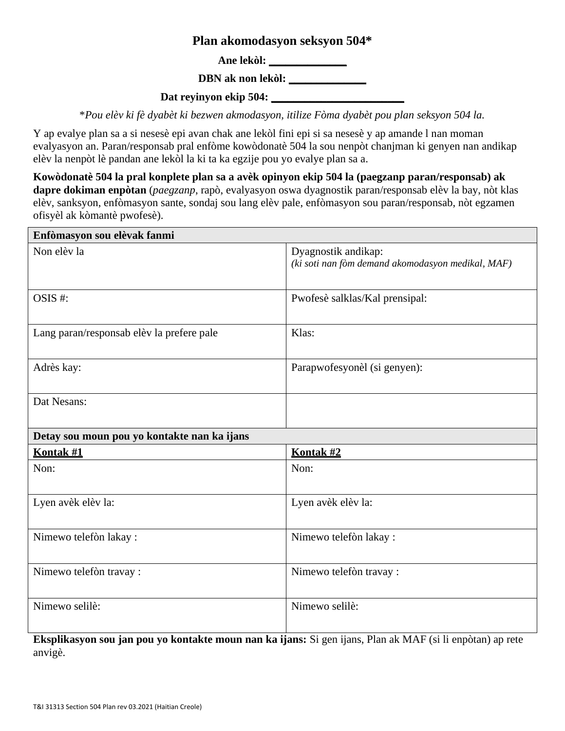# Plan akomodasyon seksyon 504*

**Ane lekòl: ______________**

**DBN ak non lekòl: ______________**

**Dat reyinyon ekip 504: ________________________**

*\*Pou elèv ki fè dyabèt ki bezwen akomodasyon, itilize Fòma dyabèt pou plan seksyon 504 la.*

Y ap evalye plan sa a si nesesè epi avan chak ane lekòl fini epi si sa nesesè y ap amande l nan moman evalyasyon an. Paran/responsab pral enfòme kowòdonatè 504 la sou nenpòt chanjman ki genyen nan andikap elèv la nenpòt lè pandan ane lekòl la ki ta ka egzije pou yo evalye plan sa a.

**Kowòdonatè 504 la pral konplete plan sa a avèk opinyon ekip 504 la (paegzanp paran/responsab) ak dapre dokiman enpòtan** (*paegzanp*, rapò, evalyasyon oswa dyagnostik paran/responsab elèv la bay, nòt klas elèv, sanksyon, enfòmasyon sante, sondaj sou lang elèv pale, enfòmasyon sou paran/responsab, nòt egzamen ofisyèl ak kòmantè pwofesè).

| **Enfòmasyon sou elèvak fanmi** | |
|---|---|
| Non elèv la | Dyagnostik andikap: *(ki soti nan fòm demand akomodasyon medikal, MAF)* |
| OSIS #: | Pwofesè salklas/Kal prensipal: |
| Lang paran/responsab elèv la prefere pale | Klas: |
| Adrès kay: | Parapwofesyonèl (si genyen): |
| Dat Nesans: | |
| **Detay sou moun pou yo kontakte nan ka ijans** | |
| **Kontak #1** | **Kontak #2** |
| Non: | Non: |
| Lyen avèk elèv la: | Lyen avèk elèv la: |
| Nimewo telefòn lakay : | Nimewo telefòn lakay : |
| Nimewo telefòn travay : | Nimewo telefòn travay : |
| Nimewo selilè: | Nimewo selilè: |

**Eksplikasyon sou jan pou yo kontakte moun nan ka ijans:** Si gen ijans, Plan ak MAF (si li enpòtan) ap rete anvigè.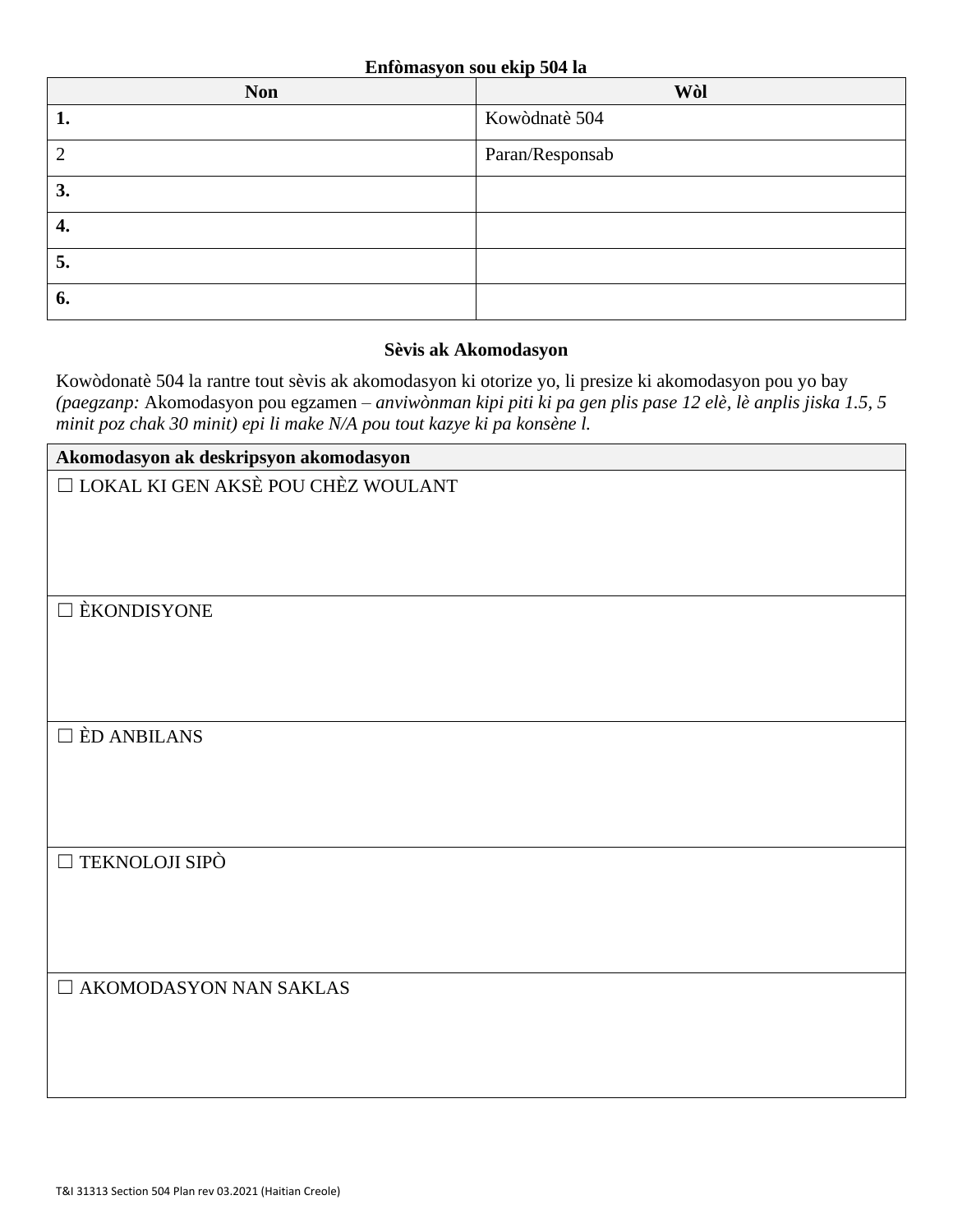**Enfòmasyon sou ekip 504 la**

| Non | Wòl |
|---|---|
| **1.** | Kowòdnatè 504 |
| 2 | Paran/Responsab |
| **3.** | |
| **4.** | |
| **5.** | |
| **6.** | |

**Sèvis ak Akomodasyon**

Kowòdonatè 504 la rantre tout sèvis ak akomodasyon ki otorize yo, li presize ki akomodasyon pou yo bay *(paegzanp:* Akomodasyon pou egzamen – *anviwònman kipi piti ki pa gen plis pase 12 elè, lè anplis jiska 1.5, 5 minit poz chak 30 minit) epi li make N/A pou tout kazye ki pa konsène l.*

| Akomodasyon ak deskripsyon akomodasyon |
|---|
| ☐ LOKAL KI GEN AKSÈ POU CHÈZ WOULANT |
| ☐ ÈKONDISYONE |
| ☐ ÈD ANBILANS |
| ☐ TEKNOLOJI SIPÒ |
| ☐ AKOMODASYON NAN SAKLAS |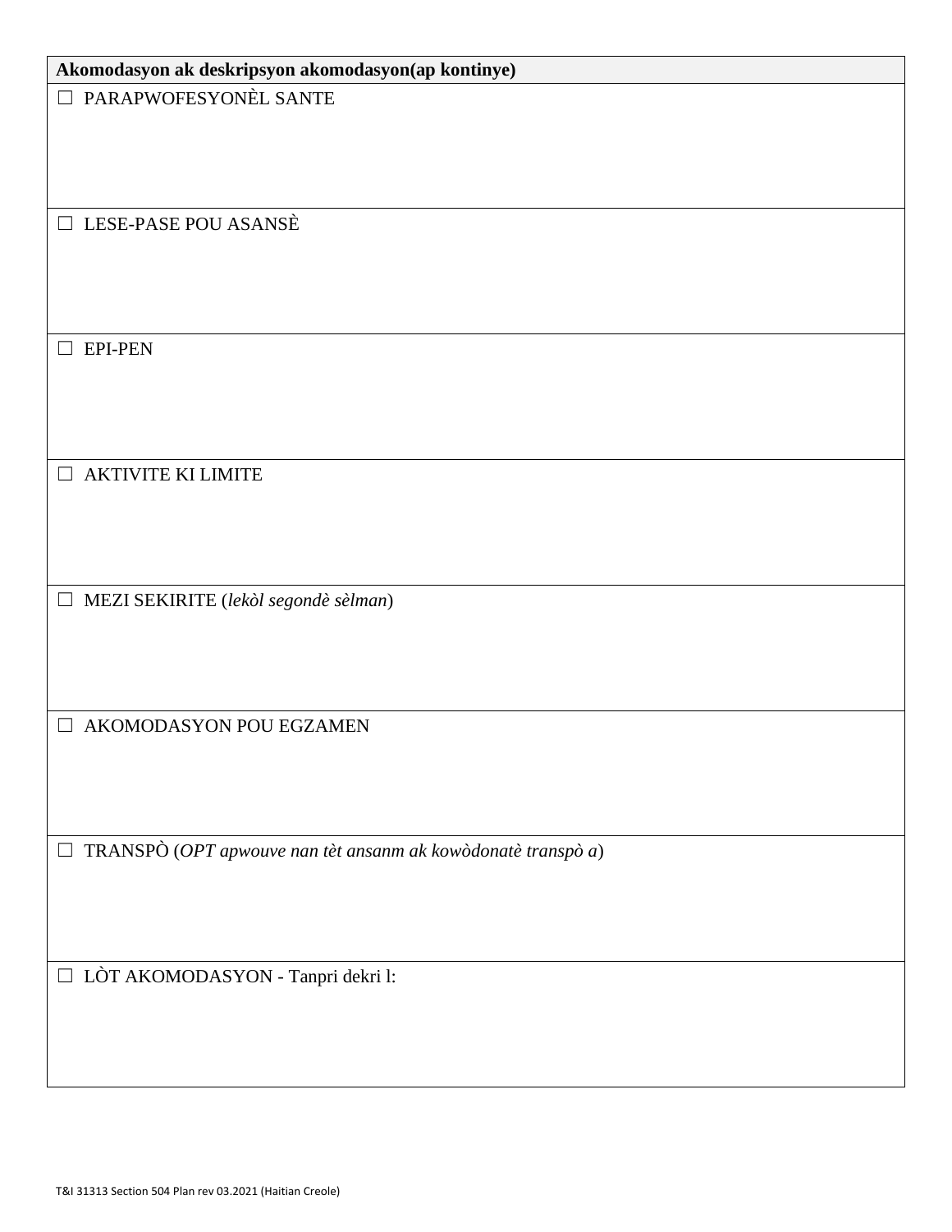| Akomodasyon ak deskripsyon akomodasyon(ap kontinye) |
| --- |
| ☐ PARAPWOFESYONÈL SANTE |
| ☐ LESE-PASE POU ASANSÈ |
| ☐ EPI-PEN |
| ☐ AKTIVITE KI LIMITE |
| ☐ MEZI SEKIRITE (*lekòl segondè sèlman*) |
| ☐ AKOMODASYON POU EGZAMEN |
| ☐ TRANSPÒ (*OPT apwouve nan tèt ansanm ak kowòdonatè transpò a*) |
| ☐ LÒT AKOMODASYON - Tanpri dekri l: |

T&I 31313 Section 504 Plan rev 03.2021 (Haitian Creole)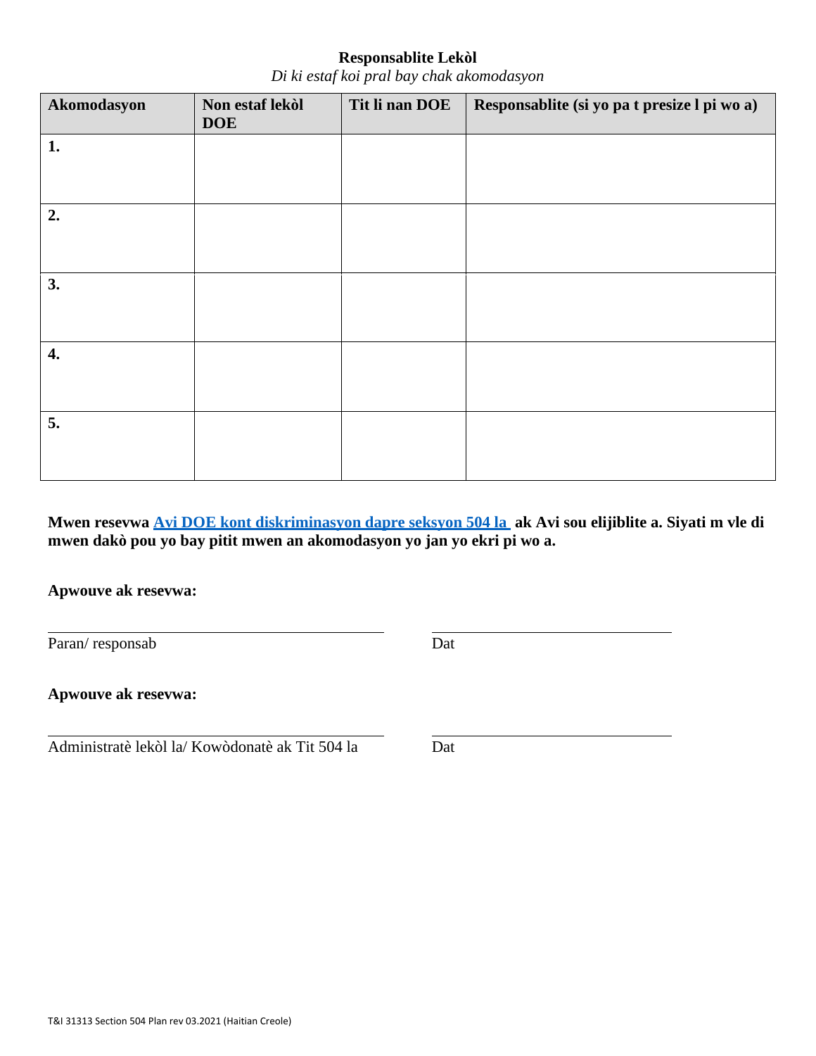**Responsablite Lekòl**

*Di ki estaf koi pral bay chak akomodasyon*

| Akomodasyon | Non estaf lekòl DOE | Tit li nan DOE | Responsablite (si yo pa t presize l pi wo a) |
|---|---|---|---|
| **1.** | | | |
| **2.** | | | |
| **3.** | | | |
| **4.** | | | |
| **5.** | | | |

**Mwen resevwa [Avi DOE kont diskriminasyon dapre seksyon 504 la](#) ak Avi sou elijiblite a. Siyati m vle di mwen dakò pou yo bay pitit mwen an akomodasyon yo jan yo ekri pi wo a.**

**Apwouve ak resevwa:**

\_\_\_\_\_\_\_\_\_\_\_\_\_\_\_\_\_\_\_\_\_\_\_\_\_\_\_\_\_\_\_\_\_\_\_\_\_\_\_\_\_\_\_\_ \_\_\_\_\_\_\_\_\_\_\_\_\_\_\_\_\_\_\_\_\_\_\_\_\_\_\_\_\_\_\_\_

Paran/ responsab Dat

**Apwouve ak resevwa:**

\_\_\_\_\_\_\_\_\_\_\_\_\_\_\_\_\_\_\_\_\_\_\_\_\_\_\_\_\_\_\_\_\_\_\_\_\_\_\_\_\_\_\_\_ \_\_\_\_\_\_\_\_\_\_\_\_\_\_\_\_\_\_\_\_\_\_\_\_\_\_\_\_\_\_\_\_

Administratè lekòl la/ Kowòdonatè ak Tit 504 la Dat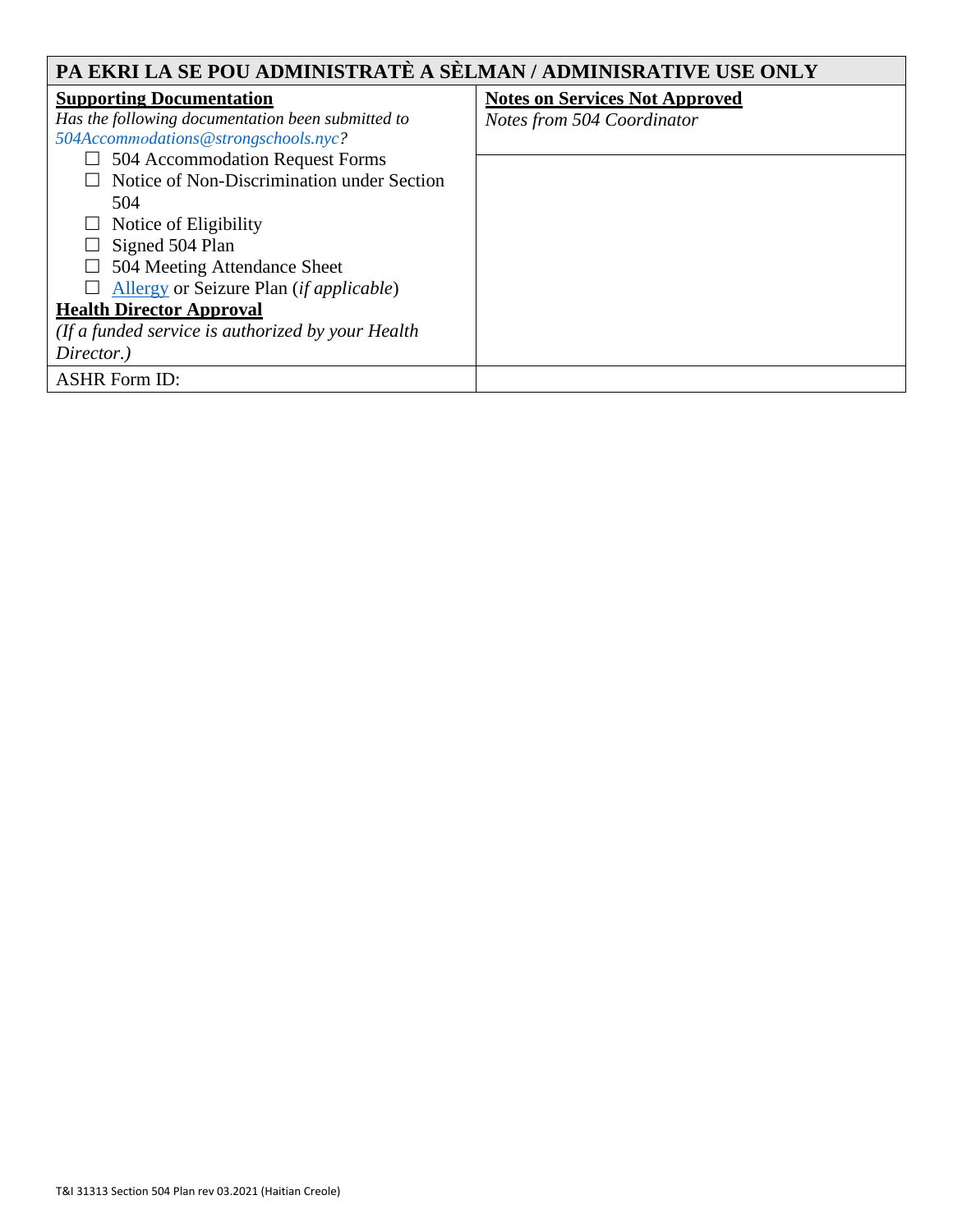| PA EKRI LA SE POU ADMINISTRATÈ A SÈLMAN / ADMINISRATIVE USE ONLY | |
|---|---|
| **Supporting Documentation**<br>*Has the following documentation been submitted to 504Accommodations@strongschools.nyc?*<br>☐ 504 Accommodation Request Forms<br>☐ Notice of Non-Discrimination under Section 504<br>☐ Notice of Eligibility<br>☐ Signed 504 Plan<br>☐ 504 Meeting Attendance Sheet<br>☐ Allergy or Seizure Plan (*if applicable*)<br>**Health Director Approval**<br>*(If a funded service is authorized by your Health Director.)* | **Notes on Services Not Approved**<br>*Notes from 504 Coordinator* |
| ASHR Form ID: | |

T&I 31313 Section 504 Plan rev 03.2021 (Haitian Creole)